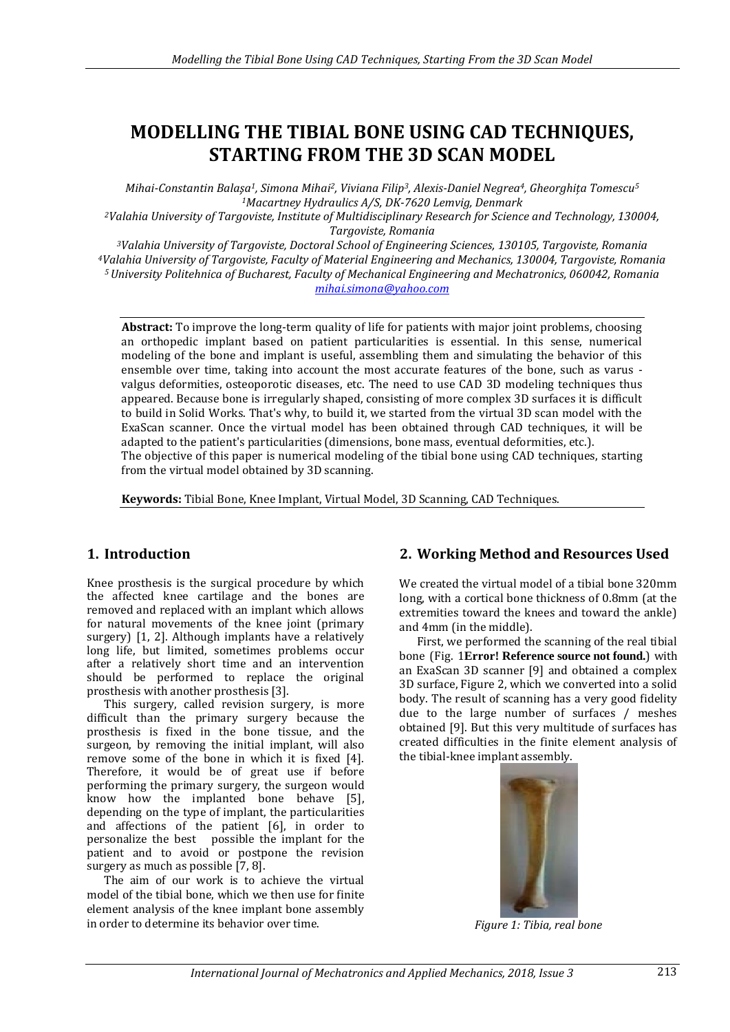# MODELLING THE TIBIAL BONE USING CAD TECHNIQUES, STARTING FROM THE 3D SCAN MODEL

*Mihai-Constantin Balașa[1], Simona Mihai[2], Viviana Filip[3], Alexis-Daniel Negrea[4], Gheorghița Tomescu[5]*

*[1]Macartney Hydraulics A/S, DK-7620 Lemvig, Denmark*

*[2]Valahia University of Targoviste, Institute of Multidisciplinary Research for Science and Technology, 130004, Targoviste, Romania*

*[3]Valahia University of Targoviste, Doctoral School of Engineering Sciences, 130105, Targoviste, Romania*

*[4]Valahia University of Targoviste, Faculty of Material Engineering and Mechanics, 130004, Targoviste, Romania*

*[5]University Politehnica of Bucharest, Faculty of Mechanical Engineering and Mechatronics, 060042, Romania*

*mihai.simona@yahoo.com*

**Abstract:** To improve the long-term quality of life for patients with major joint problems, choosing an orthopedic implant based on patient particularities is essential. In this sense, numerical modeling of the bone and implant is useful, assembling them and simulating the behavior of this ensemble over time, taking into account the most accurate features of the bone, such as varus - valgus deformities, osteoporotic diseases, etc. The need to use CAD 3D modeling techniques thus appeared. Because bone is irregularly shaped, consisting of more complex 3D surfaces it is difficult to build in Solid Works. That's why, to build it, we started from the virtual 3D scan model with the ExaScan scanner. Once the virtual model has been obtained through CAD techniques, it will be adapted to the patient's particularities (dimensions, bone mass, eventual deformities, etc.).

The objective of this paper is numerical modeling of the tibial bone using CAD techniques, starting from the virtual model obtained by 3D scanning.

**Keywords:** Tibial Bone, Knee Implant, Virtual Model, 3D Scanning, CAD Techniques.

## 1. Introduction

Knee prosthesis is the surgical procedure by which the affected knee cartilage and the bones are removed and replaced with an implant which allows for natural movements of the knee joint (primary surgery) [1, 2]. Although implants have a relatively long life, but limited, sometimes problems occur after a relatively short time and an intervention should be performed to replace the original prosthesis with another prosthesis [3].

This surgery, called revision surgery, is more difficult than the primary surgery because the prosthesis is fixed in the bone tissue, and the surgeon, by removing the initial implant, will also remove some of the bone in which it is fixed [4]. Therefore, it would be of great use if before performing the primary surgery, the surgeon would know how the implanted bone behave [5], depending on the type of implant, the particularities and affections of the patient [6], in order to personalize the best possible the implant for the patient and to avoid or postpone the revision surgery as much as possible [7, 8].

The aim of our work is to achieve the virtual model of the tibial bone, which we then use for finite element analysis of the knee implant bone assembly in order to determine its behavior over time.

## 2. Working Method and Resources Used

We created the virtual model of a tibial bone 320mm long, with a cortical bone thickness of 0.8mm (at the extremities toward the knees and toward the ankle) and 4mm (in the middle).

First, we performed the scanning of the real tibial bone (Fig. 1**Error! Reference source not found.**) with an ExaScan 3D scanner [9] and obtained a complex 3D surface, Figure 2, which we converted into a solid body. The result of scanning has a very good fidelity due to the large number of surfaces / meshes obtained [9]. But this very multitude of surfaces has created difficulties in the finite element analysis of the tibial-knee implant assembly.

*Figure 1: Tibia, real bone*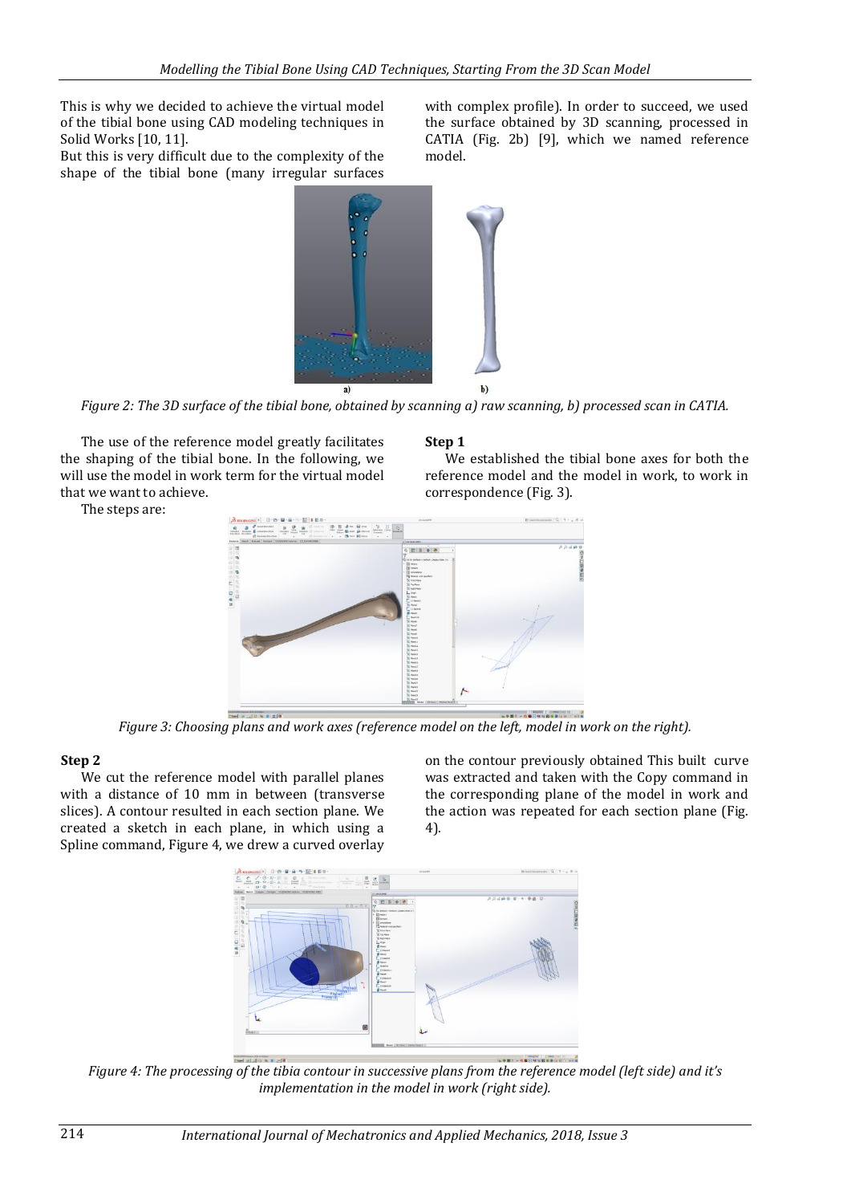This is why we decided to achieve the virtual model of the tibial bone using CAD modeling techniques in Solid Works [10, 11].

But this is very difficult due to the complexity of the shape of the tibial bone (many irregular surfaces with complex profile). In order to succeed, we used the surface obtained by 3D scanning, processed in CATIA (Fig. 2b) [9], which we named reference model.

*Figure 2: The 3D surface of the tibial bone, obtained by scanning a) raw scanning, b) processed scan in CATIA.*

The use of the reference model greatly facilitates the shaping of the tibial bone. In the following, we will use the model in work term for the virtual model that we want to achieve.

The steps are:

**Step 1**

We established the tibial bone axes for both the reference model and the model in work, to work in correspondence (Fig. 3).

*Figure 3: Choosing plans and work axes (reference model on the left, model in work on the right).*

**Step 2**

We cut the reference model with parallel planes with a distance of 10 mm in between (transverse slices). A contour resulted in each section plane. We created a sketch in each plane, in which using a Spline command, Figure 4, we drew a curved overlay on the contour previously obtained This built curve was extracted and taken with the Copy command in the corresponding plane of the model in work and the action was repeated for each section plane (Fig. 4).

*Figure 4: The processing of the tibia contour in successive plans from the reference model (left side) and it's implementation in the model in work (right side).*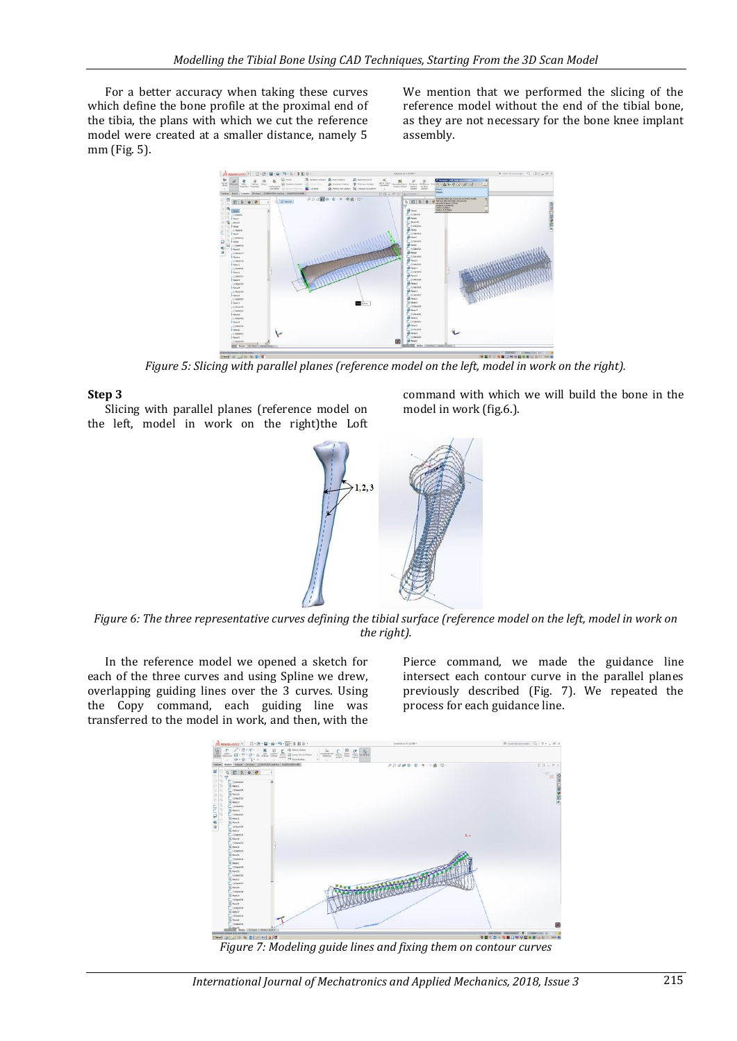For a better accuracy when taking these curves which define the bone profile at the proximal end of the tibia, the plans with which we cut the reference model were created at a smaller distance, namely 5 mm (Fig. 5).

We mention that we performed the slicing of the reference model without the end of the tibial bone, as they are not necessary for the bone knee implant assembly.

*Figure 5: Slicing with parallel planes (reference model on the left, model in work on the right).*

**Step 3**

Slicing with parallel planes (reference model on the left, model in work on the right)the Loft command with which we will build the bone in the model in work (fig.6.).

*Figure 6: The three representative curves defining the tibial surface (reference model on the left, model in work on the right).*

In the reference model we opened a sketch for each of the three curves and using Spline we drew, overlapping guiding lines over the 3 curves. Using the Copy command, each guiding line was transferred to the model in work, and then, with the Pierce command, we made the guidance line intersect each contour curve in the parallel planes previously described (Fig. 7). We repeated the process for each guidance line.

*Figure 7: Modeling guide lines and fixing them on contour curves*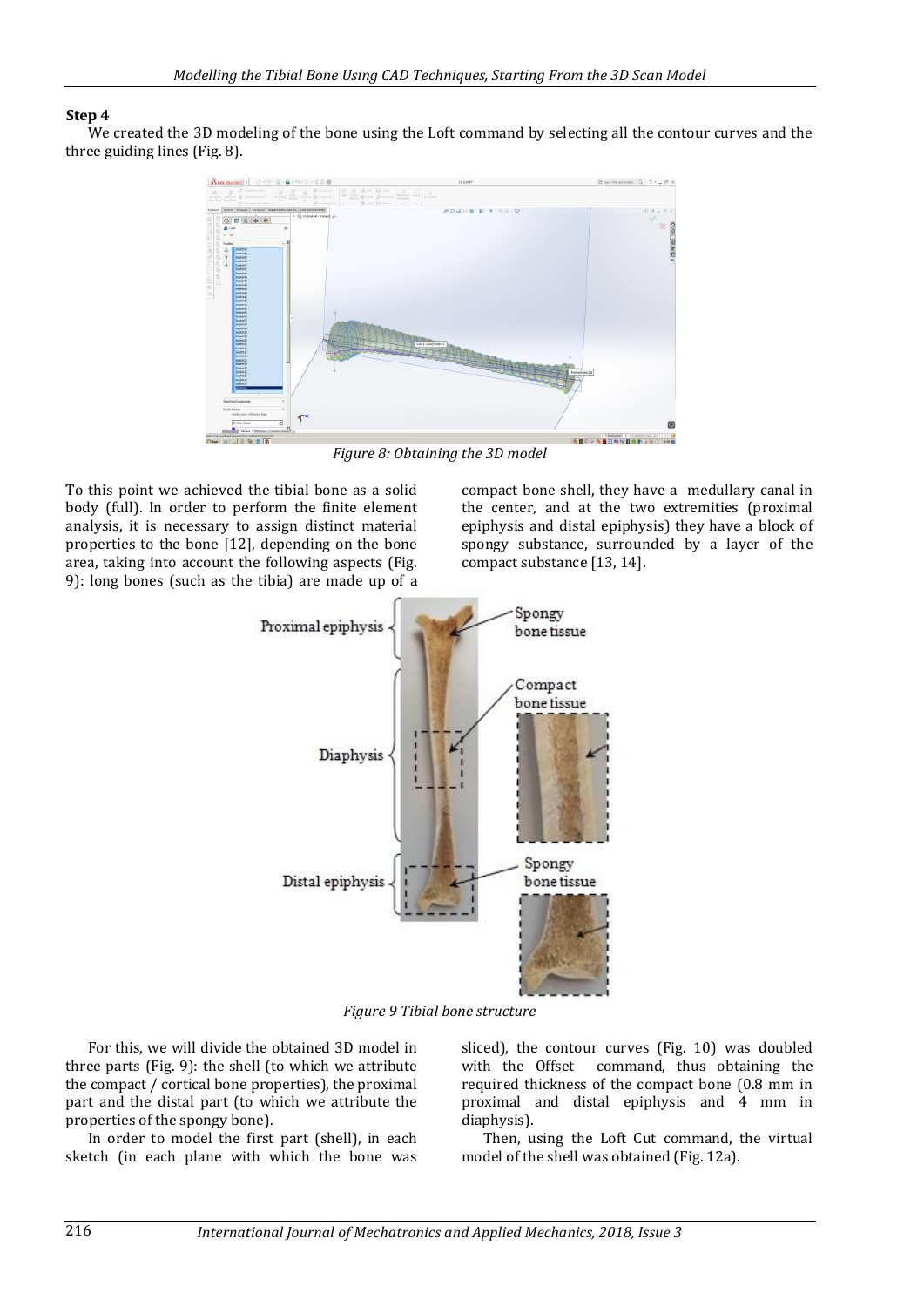### Step 4

We created the 3D modeling of the bone using the Loft command by selecting all the contour curves and the three guiding lines (Fig. 8).

*Figure 8: Obtaining the 3D model*

To this point we achieved the tibial bone as a solid body (full). In order to perform the finite element analysis, it is necessary to assign distinct material properties to the bone [12], depending on the bone area, taking into account the following aspects (Fig. 9): long bones (such as the tibia) are made up of a compact bone shell, they have a medullary canal in the center, and at the two extremities (proximal epiphysis and distal epiphysis) they have a block of spongy substance, surrounded by a layer of the compact substance [13, 14].

*Figure 9 Tibial bone structure*

For this, we will divide the obtained 3D model in three parts (Fig. 9): the shell (to which we attribute the compact / cortical bone properties), the proximal part and the distal part (to which we attribute the properties of the spongy bone).

In order to model the first part (shell), in each sketch (in each plane with which the bone was sliced), the contour curves (Fig. 10) was doubled with the Offset command, thus obtaining the required thickness of the compact bone (0.8 mm in proximal and distal epiphysis and 4 mm in diaphysis).

Then, using the Loft Cut command, the virtual model of the shell was obtained (Fig. 12a).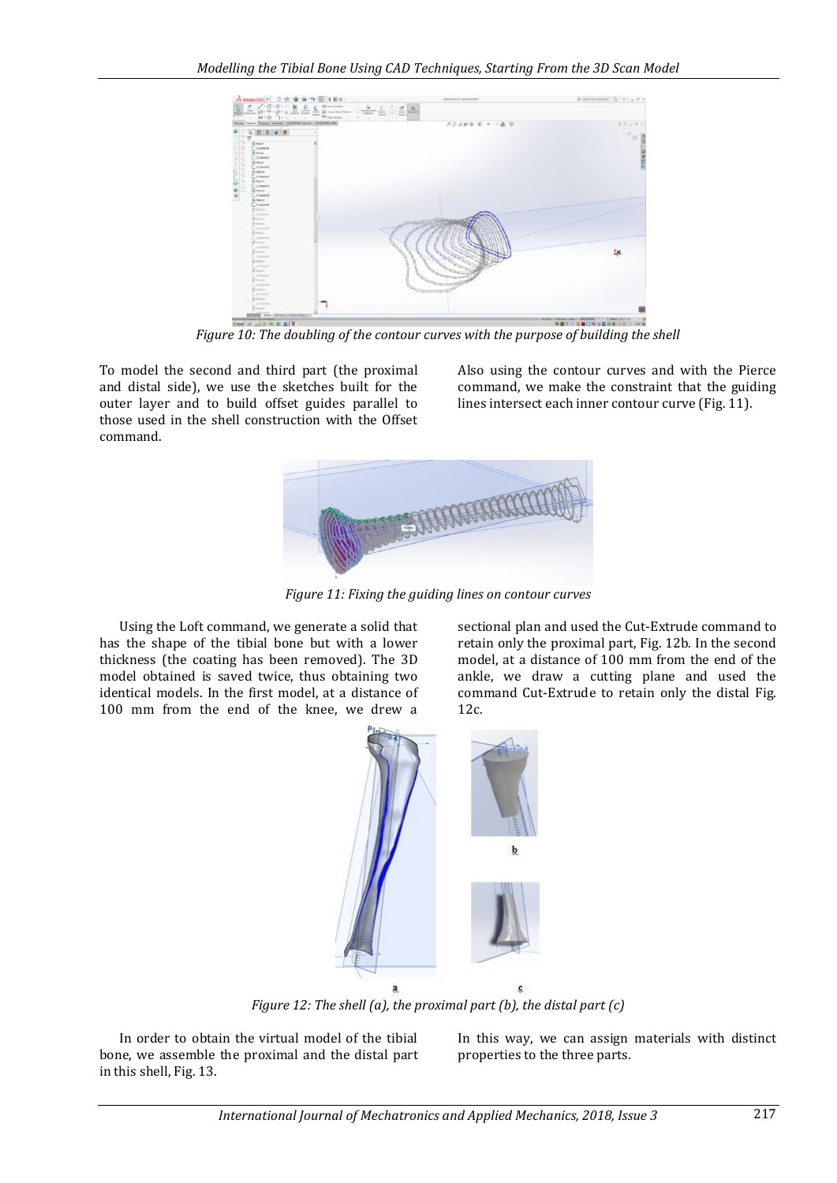Figure 10: The doubling of the contour curves with the purpose of building the shell

To model the second and third part (the proximal and distal side), we use the sketches built for the outer layer and to build offset guides parallel to those used in the shell construction with the Offset command.

Also using the contour curves and with the Pierce command, we make the constraint that the guiding lines intersect each inner contour curve (Fig. 11).

Figure 11: Fixing the guiding lines on contour curves

Using the Loft command, we generate a solid that has the shape of the tibial bone but with a lower thickness (the coating has been removed). The 3D model obtained is saved twice, thus obtaining two identical models. In the first model, at a distance of 100 mm from the end of the knee, we drew a sectional plan and used the Cut-Extrude command to retain only the proximal part, Fig. 12b. In the second model, at a distance of 100 mm from the end of the ankle, we draw a cutting plane and used the command Cut-Extrude to retain only the distal Fig. 12c.

Figure 12: The shell (a), the proximal part (b), the distal part (c)

In order to obtain the virtual model of the tibial bone, we assemble the proximal and the distal part in this shell, Fig. 13. In this way, we can assign materials with distinct properties to the three parts.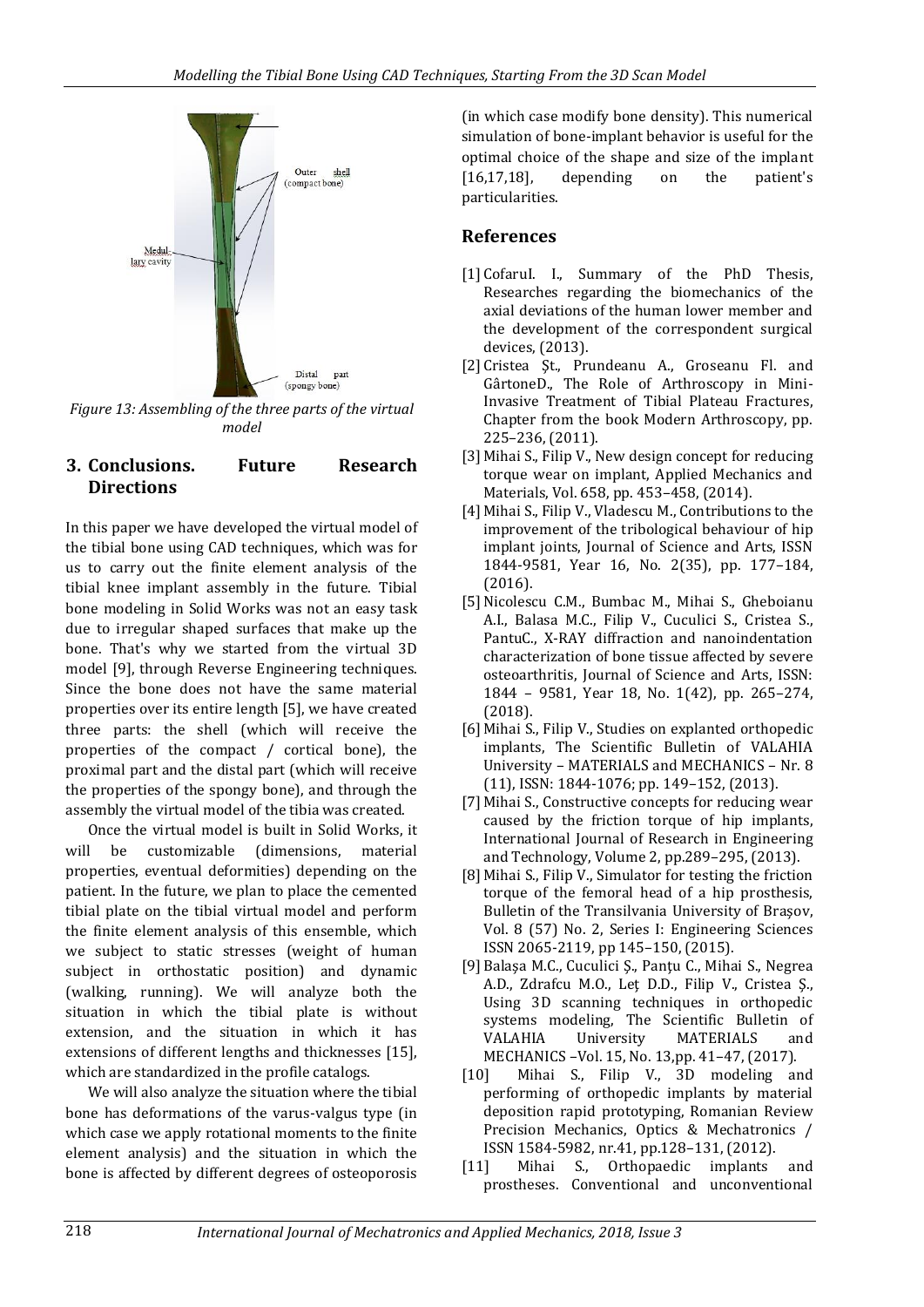Figure 13: Assembling of the three parts of the virtual model

## 3. Conclusions. Future Research Directions

In this paper we have developed the virtual model of the tibial bone using CAD techniques, which was for us to carry out the finite element analysis of the tibial knee implant assembly in the future. Tibial bone modeling in Solid Works was not an easy task due to irregular shaped surfaces that make up the bone. That's why we started from the virtual 3D model [9], through Reverse Engineering techniques. Since the bone does not have the same material properties over its entire length [5], we have created three parts: the shell (which will receive the properties of the compact / cortical bone), the proximal part and the distal part (which will receive the properties of the spongy bone), and through the assembly the virtual model of the tibia was created.

Once the virtual model is built in Solid Works, it will be customizable (dimensions, material properties, eventual deformities) depending on the patient. In the future, we plan to place the cemented tibial plate on the tibial virtual model and perform the finite element analysis of this ensemble, which we subject to static stresses (weight of human subject in orthostatic position) and dynamic (walking, running). We will analyze both the situation in which the tibial plate is without extension, and the situation in which it has extensions of different lengths and thicknesses [15], which are standardized in the profile catalogs.

We will also analyze the situation where the tibial bone has deformations of the varus-valgus type (in which case we apply rotational moments to the finite element analysis) and the situation in which the bone is affected by different degrees of osteoporosis (in which case modify bone density). This numerical simulation of bone-implant behavior is useful for the optimal choice of the shape and size of the implant [16,17,18], depending on the patient's particularities.

## References

[1] CofaruI. I., Summary of the PhD Thesis, Researches regarding the biomechanics of the axial deviations of the human lower member and the development of the correspondent surgical devices, (2013).

[2] Cristea Şt., Prundeanu A., Groseanu Fl. and GârtoneD., The Role of Arthroscopy in Mini-Invasive Treatment of Tibial Plateau Fractures, Chapter from the book Modern Arthroscopy, pp. 225–236, (2011).

[3] Mihai S., Filip V., New design concept for reducing torque wear on implant, Applied Mechanics and Materials, Vol. 658, pp. 453–458, (2014).

[4] Mihai S., Filip V., Vladescu M., Contributions to the improvement of the tribological behaviour of hip implant joints, Journal of Science and Arts, ISSN 1844-9581, Year 16, No. 2(35), pp. 177–184, (2016).

[5] Nicolescu C.M., Bumbac M., Mihai S., Gheboianu A.I., Balasa M.C., Filip V., Cuculici S., Cristea S., PantuC., X-RAY diffraction and nanoindentation characterization of bone tissue affected by severe osteoarthritis, Journal of Science and Arts, ISSN: 1844 – 9581, Year 18, No. 1(42), pp. 265–274, (2018).

[6] Mihai S., Filip V., Studies on explanted orthopedic implants, The Scientific Bulletin of VALAHIA University – MATERIALS and MECHANICS – Nr. 8 (11), ISSN: 1844-1076; pp. 149–152, (2013).

[7] Mihai S., Constructive concepts for reducing wear caused by the friction torque of hip implants, International Journal of Research in Engineering and Technology, Volume 2, pp.289–295, (2013).

[8] Mihai S., Filip V., Simulator for testing the friction torque of the femoral head of a hip prosthesis, Bulletin of the Transilvania University of Braşov, Vol. 8 (57) No. 2, Series I: Engineering Sciences ISSN 2065-2119, pp 145–150, (2015).

[9] Balaşa M.C., Cuculici Ş., Panţu C., Mihai S., Negrea A.D., Zdrafcu M.O., Leţ D.D., Filip V., Cristea Ş., Using 3D scanning techniques in orthopedic systems modeling, The Scientific Bulletin of VALAHIA University MATERIALS and MECHANICS –Vol. 15, No. 13,pp. 41–47, (2017).

[10] Mihai S., Filip V., 3D modeling and performing of orthopedic implants by material deposition rapid prototyping, Romanian Review Precision Mechanics, Optics & Mechatronics / ISSN 1584-5982, nr.41, pp.128–131, (2012).

[11] Mihai S., Orthopaedic implants and prostheses. Conventional and unconventional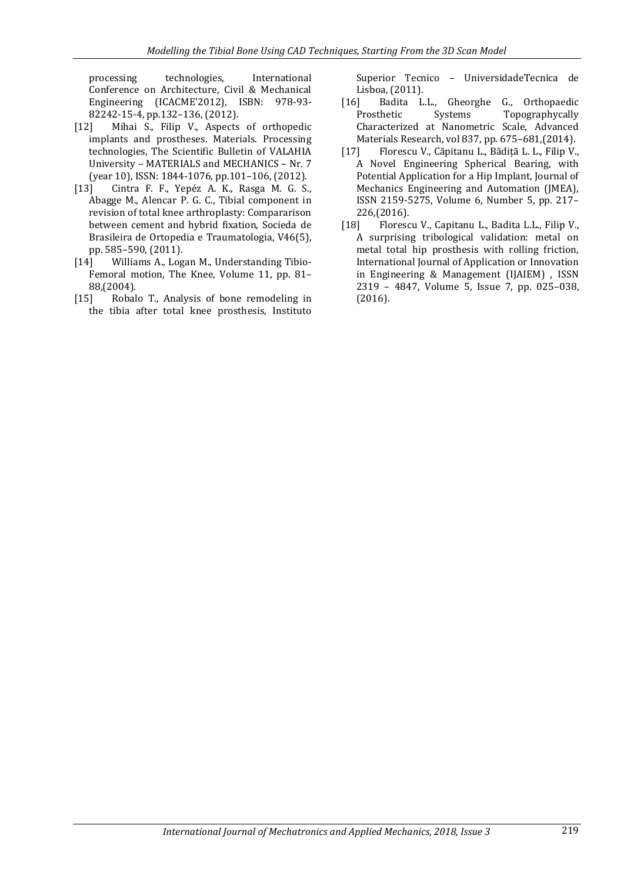processing technologies, International Conference on Architecture, Civil & Mechanical Engineering (ICACME'2012), ISBN: 978-93-82242-15-4, pp.132–136, (2012).

[12] Mihai S., Filip V., Aspects of orthopedic implants and prostheses. Materials. Processing technologies, The Scientific Bulletin of VALAHIA University – MATERIALS and MECHANICS – Nr. 7 (year 10), ISSN: 1844-1076, pp.101–106, (2012).

[13] Cintra F. F., Yepéz A. K., Rasga M. G. S., Abagge M., Alencar P. G. C., Tibial component in revision of total knee arthroplasty: Compararison between cement and hybrid fixation, Socieda de Brasileira de Ortopedia e Traumatologia, V46(5), pp. 585–590, (2011).

[14] Williams A., Logan M., Understanding Tibio-Femoral motion, The Knee, Volume 11, pp. 81–88,(2004).

[15] Robalo T., Analysis of bone remodeling in the tibia after total knee prosthesis, Instituto Superior Tecnico – UniversidadeTecnica de Lisboa, (2011).

[16] Badita L.L., Gheorghe G., Orthopaedic Prosthetic Systems Topographycally Characterized at Nanometric Scale, Advanced Materials Research, vol 837, pp. 675–681,(2014).

[17] Florescu V., Căpitanu L., Bădiță L. L., Filip V., A Novel Engineering Spherical Bearing, with Potential Application for a Hip Implant, Journal of Mechanics Engineering and Automation (JMEA), ISSN 2159-5275, Volume 6, Number 5, pp. 217–226,(2016).

[18] Florescu V., Capitanu L., Badita L.L., Filip V., A surprising tribological validation: metal on metal total hip prosthesis with rolling friction, International Journal of Application or Innovation in Engineering & Management (IJAIEM) , ISSN 2319 – 4847, Volume 5, Issue 7, pp. 025–038, (2016).